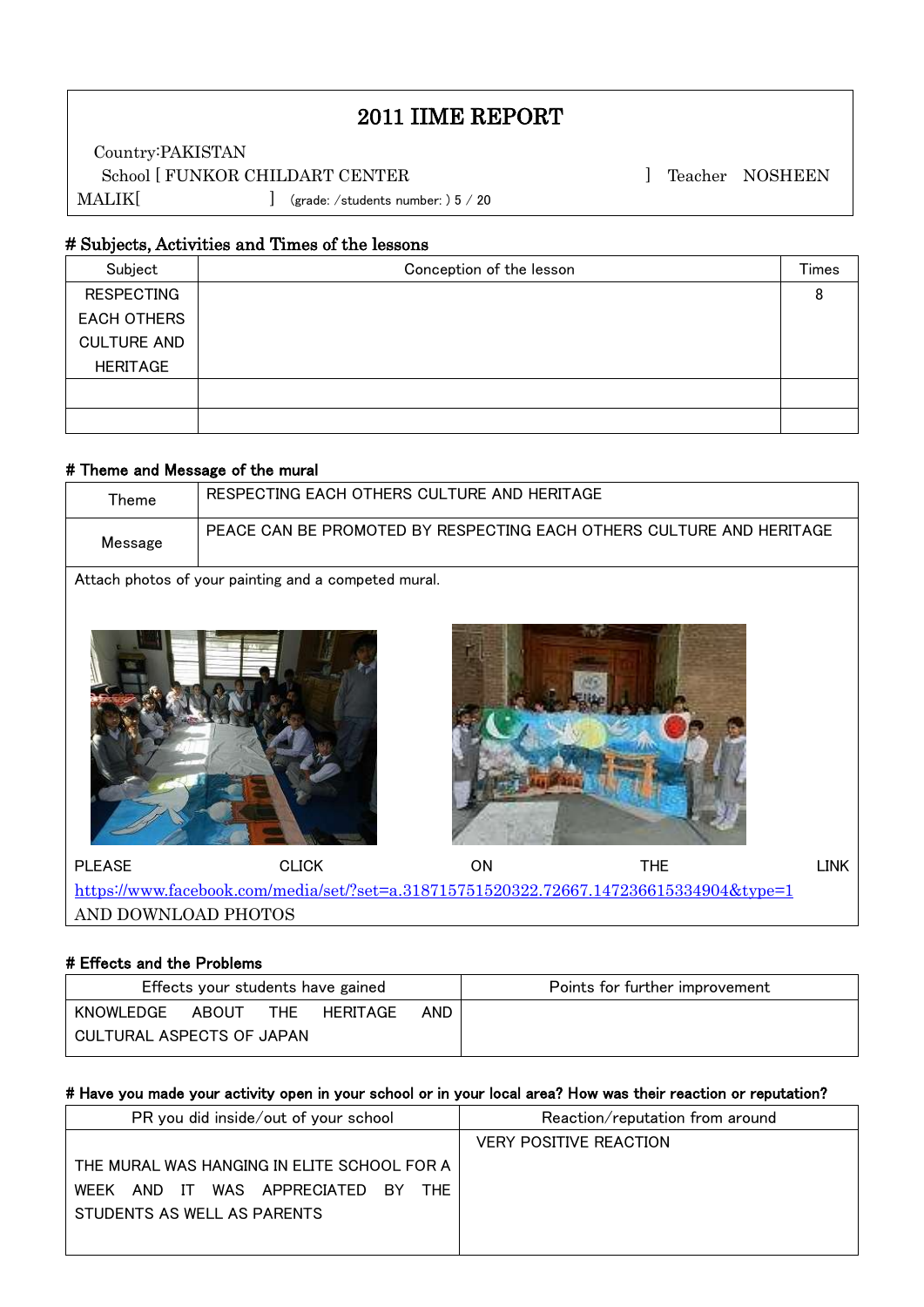# 2011 IIME REPORT

Country:PAKISTAN

School [ FUNKOR CHILDART CENTER ] Teacher NOSHEEN MALIK[ ] (grade: /students number: ) 5 / 20

## # Subjects, Activities and Times of the lessons

| Subject | Conception of the lesson | Times |
|---|---|---|
| RESPECTING EACH OTHERS CULTURE AND HERITAGE | | 8 |
| | | |
| | | |

## # Theme and Message of the mural

| Theme | RESPECTING EACH OTHERS CULTURE AND HERITAGE |
|---|---|
| Message | PEACE CAN BE PROMOTED BY RESPECTING EACH OTHERS CULTURE AND HERITAGE |

Attach photos of your painting and a competed mural.

PLEASE CLICK ON THE LINK https://www.facebook.com/media/set/?set=a.318715751520322.72667.147236615334904&type=1 AND DOWNLOAD PHOTOS

## # Effects and the Problems

| Effects your students have gained | Points for further improvement |
|---|---|
| KNOWLEDGE ABOUT THE HERITAGE AND CULTURAL ASPECTS OF JAPAN | |

## # Have you made your activity open in your school or in your local area? How was their reaction or reputation?

| PR you did inside/out of your school | Reaction/reputation from around |
|---|---|
| THE MURAL WAS HANGING IN ELITE SCHOOL FOR A WEEK AND IT WAS APPRECIATED BY THE STUDENTS AS WELL AS PARENTS | VERY POSITIVE REACTION |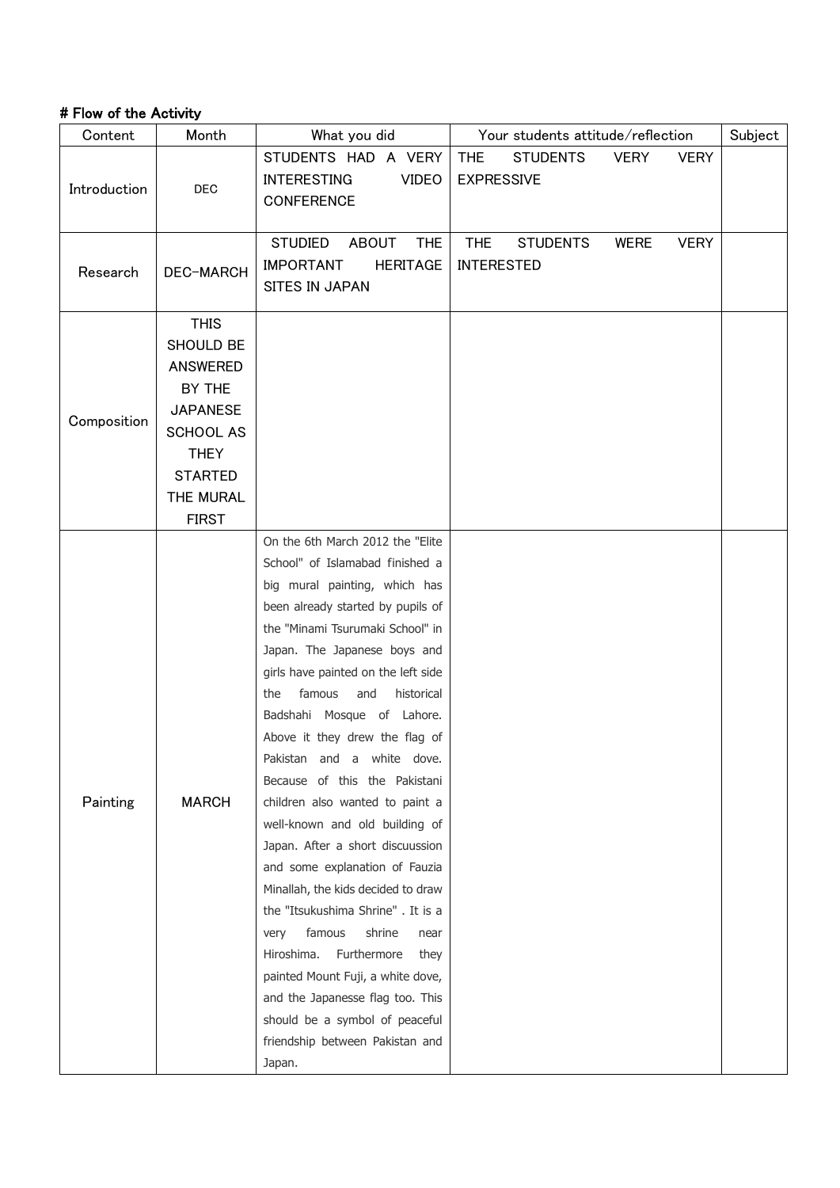# Flow of the Activity

| Content | Month | What you did | Your students attitude/reflection | Subject |
|---|---|---|---|---|
| Introduction | DEC | STUDENTS HAD A VERY INTERESTING VIDEO CONFERENCE | THE STUDENTS VERY VERY EXPRESSIVE | |
| Research | DEC-MARCH | STUDIED ABOUT THE IMPORTANT HERITAGE SITES IN JAPAN | THE STUDENTS WERE VERY INTERESTED | |
| Composition | THIS SHOULD BE ANSWERED BY THE JAPANESE SCHOOL AS THEY STARTED THE MURAL FIRST | | | |
| Painting | MARCH | On the 6th March 2012 the "Elite School" of Islamabad finished a big mural painting, which has been already started by pupils of the "Minami Tsurumaki School" in Japan. The Japanese boys and girls have painted on the left side the famous and historical Badshahi Mosque of Lahore. Above it they drew the flag of Pakistan and a white dove. Because of this the Pakistani children also wanted to paint a well-known and old building of Japan. After a short discuussion and some explanation of Fauzia Minallah, the kids decided to draw the "Itsukushima Shrine" . It is a very famous shrine near Hiroshima. Furthermore they painted Mount Fuji, a white dove, and the Japanesse flag too. This should be a symbol of peaceful friendship between Pakistan and Japan. | | |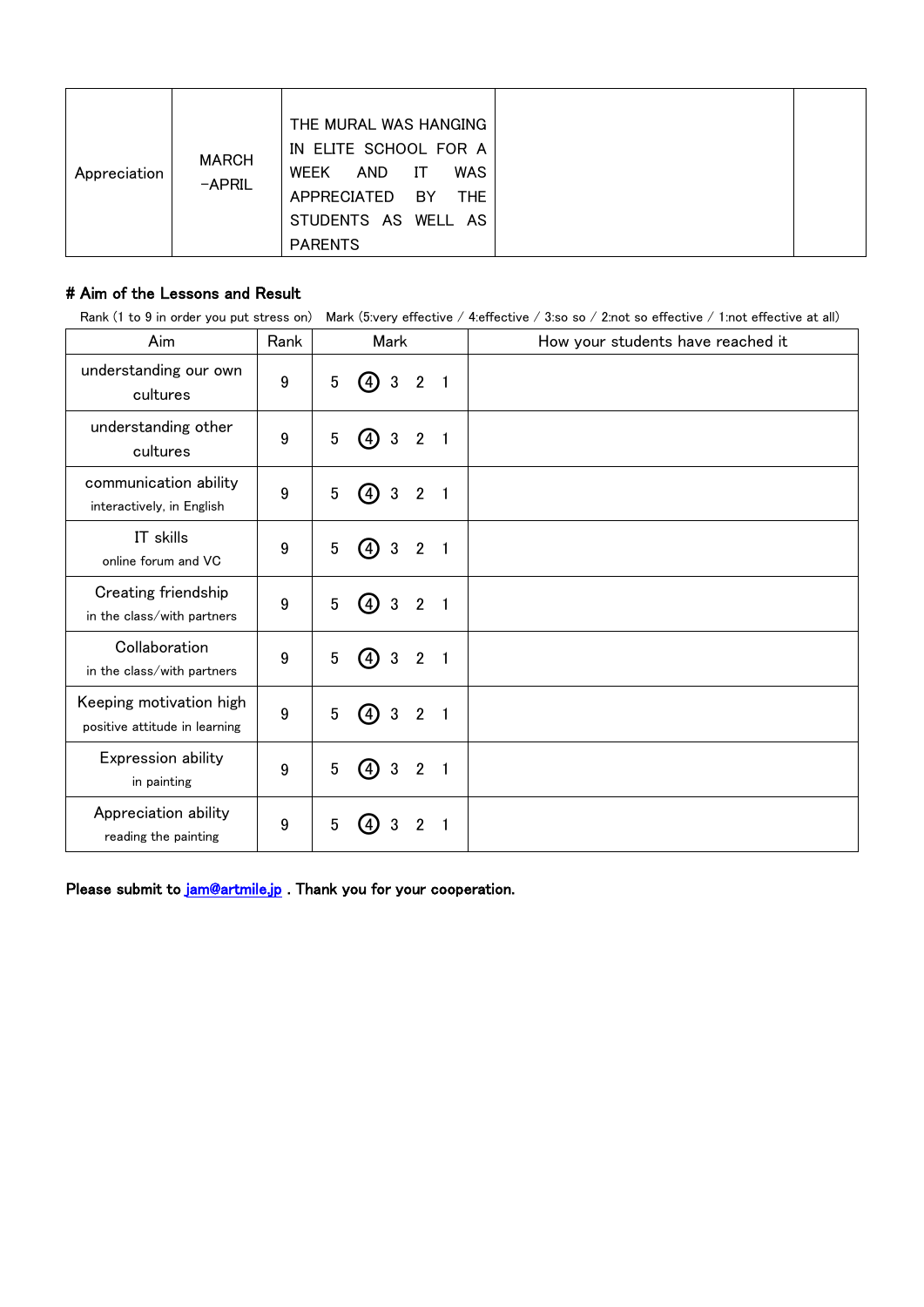| | | | | |
|---|---|---|---|---|
| Appreciation | MARCH −APRIL | THE MURAL WAS HANGING IN ELITE SCHOOL FOR A WEEK AND IT WAS APPRECIATED BY THE STUDENTS AS WELL AS PARENTS | | |

# Aim of the Lessons and Result

Rank (1 to 9 in order you put stress on)  Mark (5:very effective / 4:effective / 3:so so / 2:not so effective / 1:not effective at all)

| Aim | Rank | Mark | How your students have reached it |
|---|---|---|---|
| understanding our own cultures | 9 | 5 (4) 3 2 1 | |
| understanding other cultures | 9 | 5 (4) 3 2 1 | |
| communication ability interactively, in English | 9 | 5 (4) 3 2 1 | |
| IT skills online forum and VC | 9 | 5 (4) 3 2 1 | |
| Creating friendship in the class/with partners | 9 | 5 (4) 3 2 1 | |
| Collaboration in the class/with partners | 9 | 5 (4) 3 2 1 | |
| Keeping motivation high positive attitude in learning | 9 | 5 (4) 3 2 1 | |
| Expression ability in painting | 9 | 5 (4) 3 2 1 | |
| Appreciation ability reading the painting | 9 | 5 (4) 3 2 1 | |

**Please submit to jam@artmile.jp . Thank you for your cooperation.**